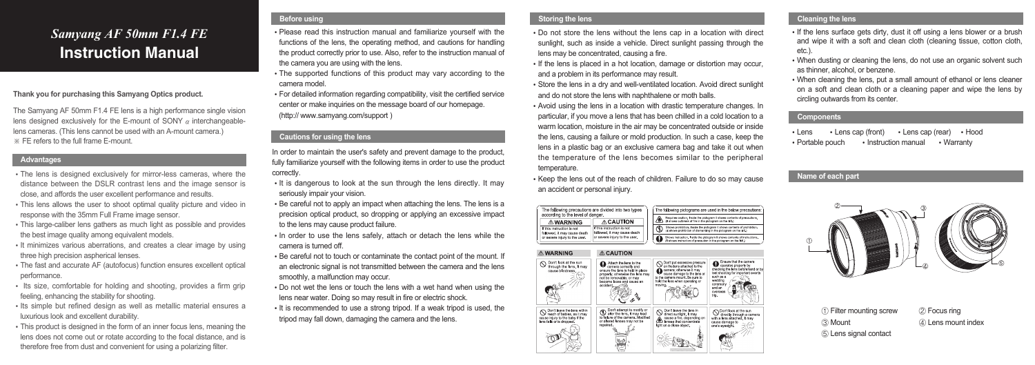# *Samyang AF 50mm F1.4 FE*
# Instruction Manual

**Thank you for purchasing this Samyang Optics product.**

The Samyang AF 50mm F1.4 FE lens is a high performance single vision lens designed exclusively for the E-mount of SONY α interchangeable-lens cameras. (This lens cannot be used with an A-mount camera.)
※ FE refers to the full frame E-mount.

## Advantages

- The lens is designed exclusively for mirror-less cameras, where the distance between the DSLR contrast lens and the image sensor is close, and affords the user excellent performance and results.
- This lens allows the user to shoot optimal quality picture and video in response with the 35mm Full Frame image sensor.
- This large-caliber lens gathers as much light as possible and provides the best image quality among equivalent models.
- It minimizes various aberrations, and creates a clear image by using three high precision aspherical lenses.
- The fast and accurate AF (autofocus) function ensures excellent optical performance.
- Its size, comfortable for holding and shooting, provides a firm grip feeling, enhancing the stability for shooting.
- Its simple but refined design as well as metallic material ensures a luxurious look and excellent durability.
- This product is designed in the form of an inner focus lens, meaning the lens does not come out or rotate according to the focal distance, and is therefore free from dust and convenient for using a polarizing filter.

## Before using

- Please read this instruction manual and familiarize yourself with the functions of the lens, the operating method, and cautions for handling the product correctly prior to use. Also, refer to the instruction manual of the camera you are using with the lens.
- The supported functions of this product may vary according to the camera model.
- For detailed information regarding compatibility, visit the certified service center or make inquiries on the message board of our homepage. (http:// www.samyang.com/support )

## Cautions for using the lens

In order to maintain the user's safety and prevent damage to the product, fully familiarize yourself with the following items in order to use the product correctly.

- It is dangerous to look at the sun through the lens directly. It may seriously impair your vision.
- Be careful not to apply an impact when attaching the lens. The lens is a precision optical product, so dropping or applying an excessive impact to the lens may cause product failure.
- In order to use the lens safely, attach or detach the lens while the camera is turned off.
- Be careful not to touch or contaminate the contact point of the mount. If an electronic signal is not transmitted between the camera and the lens smoothly, a malfunction may occur.
- Do not wet the lens or touch the lens with a wet hand when using the lens near water. Doing so may result in fire or electric shock.
- It is recommended to use a strong tripod. If a weak tripod is used, the tripod may fall down, damaging the camera and the lens.

## Storing the lens

- Do not store the lens without the lens cap in a location with direct sunlight, such as inside a vehicle. Direct sunlight passing through the lens may be concentrated, causing a fire.
- If the lens is placed in a hot location, damage or distortion may occur, and a problem in its performance may result.
- Store the lens in a dry and well-ventilated location. Avoid direct sunlight and do not store the lens with naphthalene or moth balls.
- Avoid using the lens in a location with drastic temperature changes. In particular, if you move a lens that has been chilled in a cold location to a warm location, moisture in the air may be concentrated outside or inside the lens, causing a failure or mold production. In such a case, keep the lens in a plastic bag or an exclusive camera bag and take it out when the temperature of the lens becomes similar to the peripheral temperature.
- Keep the lens out of the reach of children. Failure to do so may cause an accident or personal injury.

The following precautions are divided into two types according to the level of danger.

| ⚠WARNING | ⚠CAUTION |
|---|---|
| If this instruction is not followed, it may cause death or severe injury to the user. | If this instruction is not followed, it may cause death or severe injury to the user. |

The following pictograms are used in the below precautions.

- ⚠ Requires caution. Inside the pictogram it shows contents of precautions. (It shows contents of fire in the pictogram on the left.)
- ⊘ Shows prohibition. Inside the pictogram it shows contents of prohibition. (It shows prohibition of dismantling in the pictogram on the left.)
- ❗ Shows instruction. Inside the pictogram it shows contents of instructions. (It shows instruction of precaution in the pictogram on the left.)

**⚠WARNING**

- Don't look at the sun through the lens. It may cause blindness.
- Don't leave the lens within reach of babies, as it may cause injury to the baby if the lens falls or is dropped.

**⚠CAUTION**

- Attach the lens to the camera correctly and ensure the lens is held in place properly; otherwise the lens may not be removable, or may become loose and cause an accident.
- Don't put excessive pressure on the lens attached to the camera, since it may cause damage to the lens or to the camera mount. Be sure to hold the lens when operating or moving.
- Ensure that the camera operates properly by checking the lens beforehand or by test shooting for important events such as a wedding ceremony and an overseas trip.
- Don't attempt to modify or alter the lens, it may lead to failure of the camera. Modified or altered lenses may not be repaired.
- Don't leave the lens in direct sunlight. It may cause a fire, depending on lenses that concentrate light on a close object.
- Don't look at the sun directly through a camera with a lens attached. It may cause damage to one's eyesight.

## Cleaning the lens

- If the lens surface gets dirty, dust it off using a lens blower or a brush and wipe it with a soft and clean cloth (cleaning tissue, cotton cloth, etc.).
- When dusting or cleaning the lens, do not use an organic solvent such as thinner, alcohol, or benzene.
- When cleaning the lens, put a small amount of ethanol or lens cleaner on a soft and clean cloth or a cleaning paper and wipe the lens by circling outwards from its center.

## Components

- Lens
- Lens cap (front)
- Lens cap (rear)
- Hood
- Portable pouch
- Instruction manual
- Warranty

## Name of each part

① Filter mounting screw
② Focus ring
③ Mount
④ Lens mount index
⑤ Lens signal contact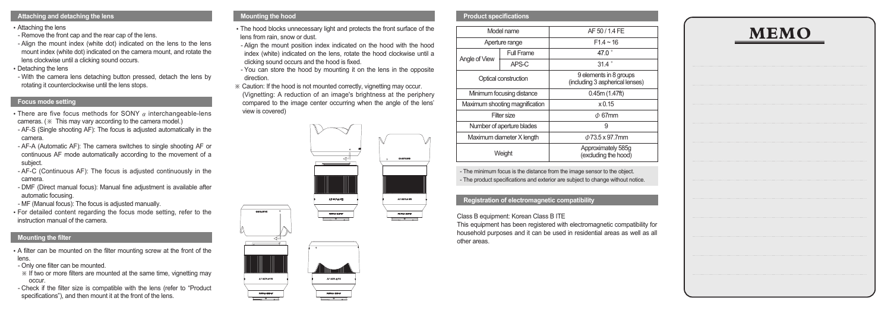## Attaching and detaching the lens

- Attaching the lens
  - Remove the front cap and the rear cap of the lens.
  - Align the mount index (white dot) indicated on the lens to the lens mount index (white dot) indicated on the camera mount, and rotate the lens clockwise until a clicking sound occurs.
- Detaching the lens
  - With the camera lens detaching button pressed, detach the lens by rotating it counterclockwise until the lens stops.

## Focus mode setting

- There are five focus methods for SONY α interchangeable-lens cameras. (※ This may vary according to the camera model.)
  - AF-S (Single shooting AF): The focus is adjusted automatically in the camera.
  - AF-A (Automatic AF): The camera switches to single shooting AF or continuous AF mode automatically according to the movement of a subject.
  - AF-C (Continuous AF): The focus is adjusted continuously in the camera.
  - DMF (Direct manual focus): Manual fine adjustment is available after automatic focusing.
  - MF (Manual focus): The focus is adjusted manually.
- For detailed content regarding the focus mode setting, refer to the instruction manual of the camera.

## Mounting the filter

- A filter can be mounted on the filter mounting screw at the front of the lens.
  - Only one filter can be mounted.
    ※ If two or more filters are mounted at the same time, vignetting may occur.
  - Check if the filter size is compatible with the lens (refer to "Product specifications"), and then mount it at the front of the lens.

## Mounting the hood

- The hood blocks unnecessary light and protects the front surface of the lens from rain, snow or dust.
  - Align the mount position index indicated on the hood with the hood index (white) indicated on the lens, rotate the hood clockwise until a clicking sound occurs and the hood is fixed.
  - You can store the hood by mounting it on the lens in the opposite direction.

※ Caution: If the hood is not mounted correctly, vignetting may occur. (Vignetting: A reduction of an image's brightness at the periphery compared to the image center occurring when the angle of the lens' view is covered)

## Product specifications

| | | |
|---|---|---|
| Model name | | AF 50 / 1.4 FE |
| Aperture range | | F1.4 ~ 16 |
| Angle of View | Full Frame | 47.0 ˚ |
| | APS-C | 31.4 ˚ |
| Optical construction | | 9 elements in 8 groups (including 3 aspherical lenses) |
| Minimum focusing distance | | 0.45m (1.47ft) |
| Maximum shooting magnification | | x 0.15 |
| Filter size | | Φ 67mm |
| Number of aperture blades | | 9 |
| Maximum diameter X length | | Φ73.5 x 97.7mm |
| Weight | | Approximately 585g (excluding the hood) |

- The minimum focus is the distance from the image sensor to the object.
- The product specifications and exterior are subject to change without notice.

## Registration of electromagnetic compatibility

Class B equipment: Korean Class B ITE

This equipment has been registered with electromagnetic compatibility for household purposes and it can be used in residential areas as well as all other areas.

# MEMO